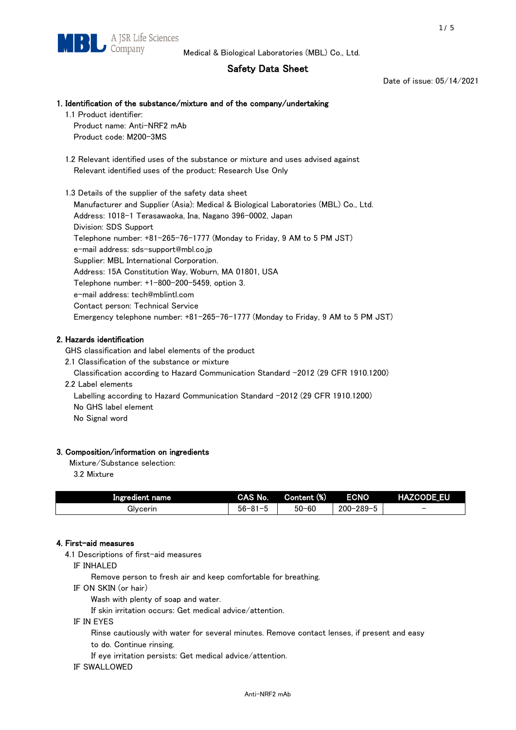Medical & Biological Laboratories (MBL) Co., Ltd.

# Safety Data Sheet

Date of issue: 05/14/2021

## 1. Identification of the substance/mixture and of the company/undertaking

1.1 Product identifier:

Product name: Anti-NRF2 mAb

Product code: M200-3MS

1.2 Relevant identified uses of the substance or mixture and uses advised against

Relevant identified uses of the product: Research Use Only

1.3 Details of the supplier of the safety data sheet

Manufacturer and Supplier (Asia): Medical & Biological Laboratories (MBL) Co., Ltd.

Address: 1018-1 Terasawaoka, Ina, Nagano 396-0002, Japan

Division: SDS Support

Telephone number: +81-265-76-1777 (Monday to Friday, 9 AM to 5 PM JST)

e-mail address: sds-support@mbl.co.jp

Supplier: MBL International Corporation.

Address: 15A Constitution Way, Woburn, MA 01801, USA

Telephone number: +1-800-200-5459, option 3.

e-mail address: tech@mblintl.com

Contact person: Technical Service

Emergency telephone number: +81-265-76-1777 (Monday to Friday, 9 AM to 5 PM JST)

## 2. Hazards identification

GHS classification and label elements of the product

2.1 Classification of the substance or mixture

Classification according to Hazard Communication Standard -2012 (29 CFR 1910.1200)

2.2 Label elements

Labelling according to Hazard Communication Standard -2012 (29 CFR 1910.1200)

No GHS label element

No Signal word

## 3. Composition/information on ingredients

Mixture/Substance selection:

3.2 Mixture

| Ingredient name | CAS No. | Content (%) | ECNO | HAZCODE_EU |
|---|---|---|---|---|
| Glycerin | 56-81-5 | 50-60 | 200-289-5 | - |

## 4. First-aid measures

4.1 Descriptions of first-aid measures

IF INHALED

Remove person to fresh air and keep comfortable for breathing.

IF ON SKIN (or hair)

Wash with plenty of soap and water.

If skin irritation occurs: Get medical advice/attention.

IF IN EYES

Rinse cautiously with water for several minutes. Remove contact lenses, if present and easy to do. Continue rinsing.

If eye irritation persists: Get medical advice/attention.

IF SWALLOWED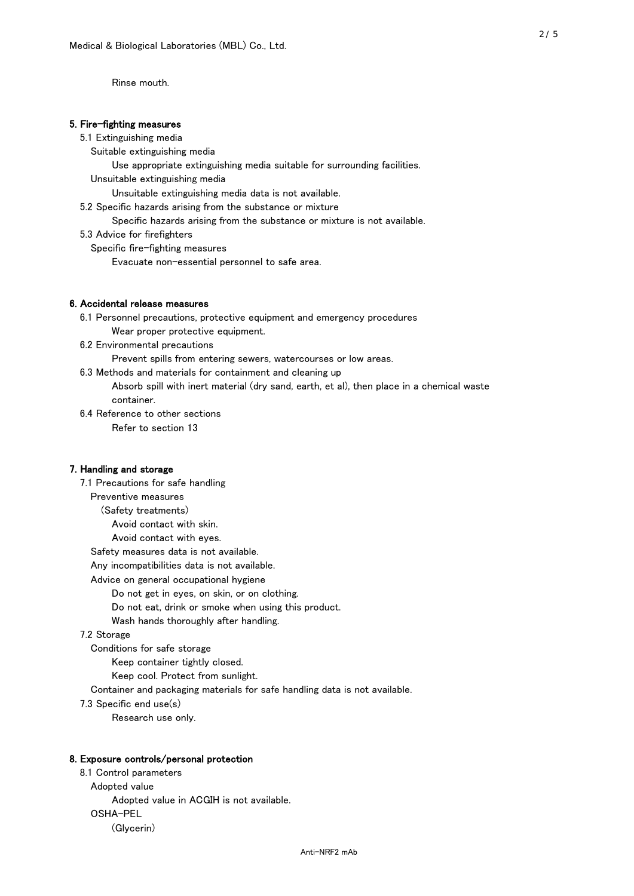Rinse mouth.

## 5. Fire-fighting measures

5.1 Extinguishing media

Suitable extinguishing media

Use appropriate extinguishing media suitable for surrounding facilities.

Unsuitable extinguishing media

Unsuitable extinguishing media data is not available.

5.2 Specific hazards arising from the substance or mixture

Specific hazards arising from the substance or mixture is not available.

5.3 Advice for firefighters

Specific fire-fighting measures

Evacuate non-essential personnel to safe area.

## 6. Accidental release measures

6.1 Personnel precautions, protective equipment and emergency procedures

Wear proper protective equipment.

6.2 Environmental precautions

Prevent spills from entering sewers, watercourses or low areas.

6.3 Methods and materials for containment and cleaning up

Absorb spill with inert material (dry sand, earth, et al), then place in a chemical waste container.

6.4 Reference to other sections

Refer to section 13

## 7. Handling and storage

7.1 Precautions for safe handling

Preventive measures

(Safety treatments)

Avoid contact with skin.

Avoid contact with eyes.

Safety measures data is not available.

Any incompatibilities data is not available.

Advice on general occupational hygiene

Do not get in eyes, on skin, or on clothing.

Do not eat, drink or smoke when using this product.

Wash hands thoroughly after handling.

7.2 Storage

Conditions for safe storage

Keep container tightly closed.

Keep cool. Protect from sunlight.

Container and packaging materials for safe handling data is not available.

7.3 Specific end use(s)

Research use only.

## 8. Exposure controls/personal protection

8.1 Control parameters

Adopted value

Adopted value in ACGIH is not available.

OSHA-PEL

(Glycerin)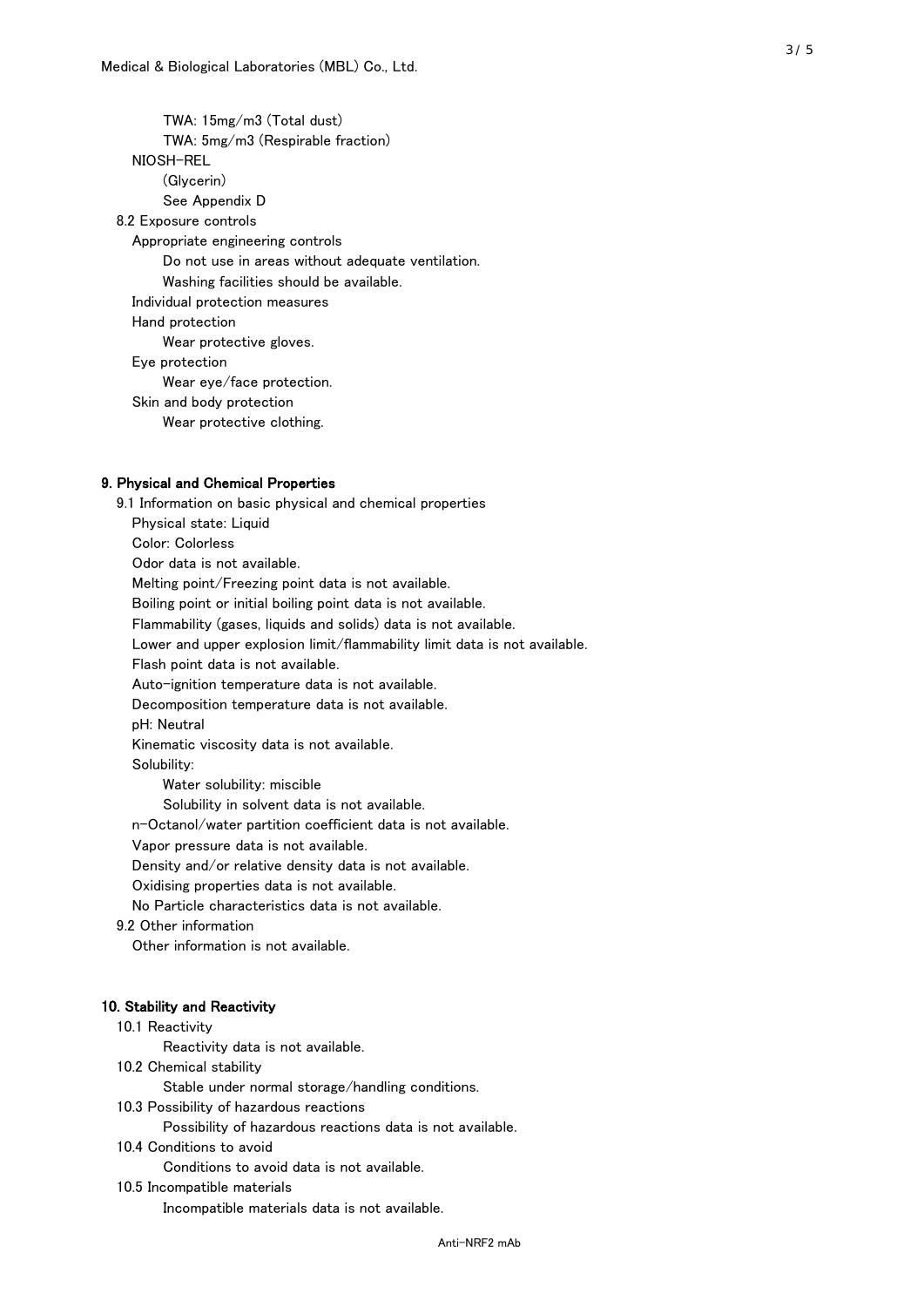TWA: 15mg/m3 (Total dust)

TWA: 5mg/m3 (Respirable fraction)

NIOSH-REL

(Glycerin)

See Appendix D

8.2 Exposure controls

Appropriate engineering controls

Do not use in areas without adequate ventilation.

Washing facilities should be available.

Individual protection measures

Hand protection

Wear protective gloves.

Eye protection

Wear eye/face protection.

Skin and body protection

Wear protective clothing.

## 9. Physical and Chemical Properties

9.1 Information on basic physical and chemical properties

Physical state: Liquid

Color: Colorless

Odor data is not available.

Melting point/Freezing point data is not available.

Boiling point or initial boiling point data is not available.

Flammability (gases, liquids and solids) data is not available.

Lower and upper explosion limit/flammability limit data is not available.

Flash point data is not available.

Auto-ignition temperature data is not available.

Decomposition temperature data is not available.

pH: Neutral

Kinematic viscosity data is not available.

Solubility:

Water solubility: miscible

Solubility in solvent data is not available.

n-Octanol/water partition coefficient data is not available.

Vapor pressure data is not available.

Density and/or relative density data is not available.

Oxidising properties data is not available.

No Particle characteristics data is not available.

9.2 Other information

Other information is not available.

## 10. Stability and Reactivity

10.1 Reactivity

Reactivity data is not available.

10.2 Chemical stability

Stable under normal storage/handling conditions.

10.3 Possibility of hazardous reactions

Possibility of hazardous reactions data is not available.

10.4 Conditions to avoid

Conditions to avoid data is not available.

10.5 Incompatible materials

Incompatible materials data is not available.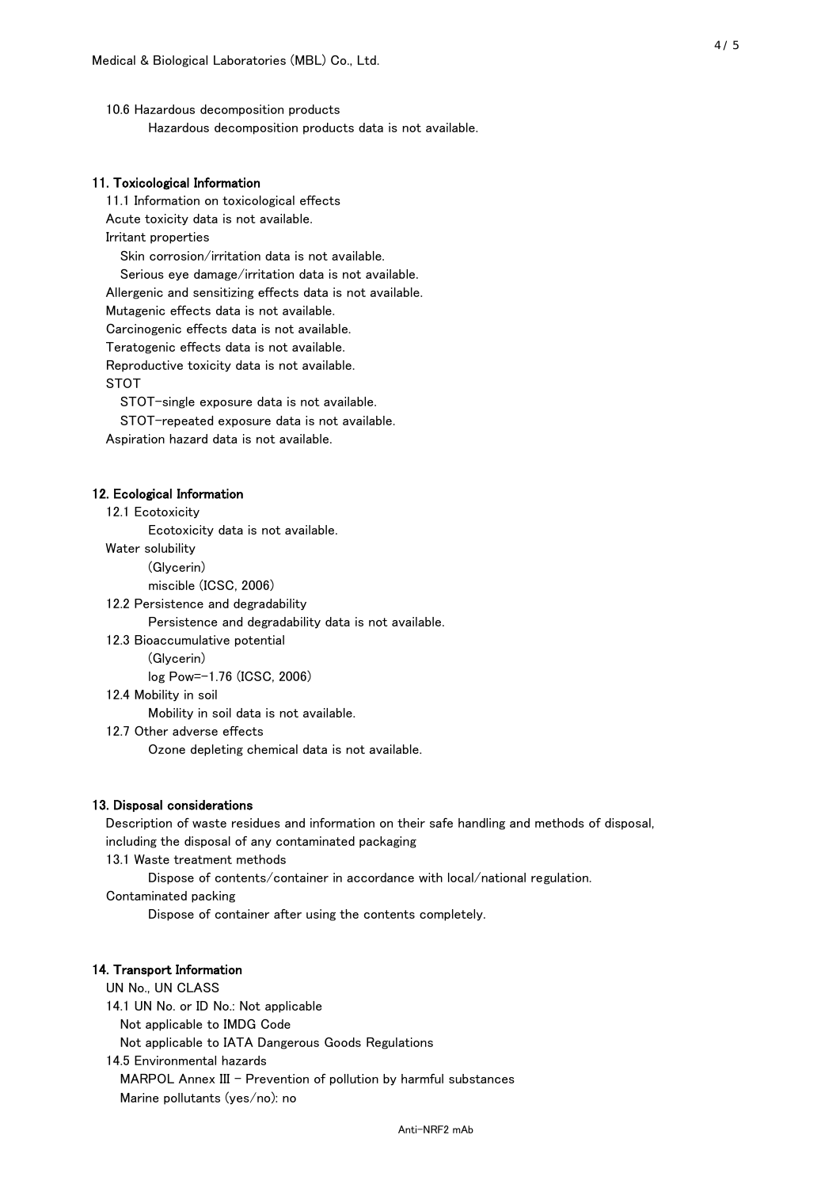10.6 Hazardous decomposition products

Hazardous decomposition products data is not available.

## 11. Toxicological Information

11.1 Information on toxicological effects

Acute toxicity data is not available.

Irritant properties

Skin corrosion/irritation data is not available.

Serious eye damage/irritation data is not available.

Allergenic and sensitizing effects data is not available.

Mutagenic effects data is not available.

Carcinogenic effects data is not available.

Teratogenic effects data is not available.

Reproductive toxicity data is not available.

STOT

STOT-single exposure data is not available.

STOT-repeated exposure data is not available.

Aspiration hazard data is not available.

## 12. Ecological Information

12.1 Ecotoxicity

Ecotoxicity data is not available.

Water solubility

(Glycerin)

miscible (ICSC, 2006)

12.2 Persistence and degradability

Persistence and degradability data is not available.

12.3 Bioaccumulative potential

(Glycerin)

log Pow=-1.76 (ICSC, 2006)

12.4 Mobility in soil

Mobility in soil data is not available.

12.7 Other adverse effects

Ozone depleting chemical data is not available.

## 13. Disposal considerations

Description of waste residues and information on their safe handling and methods of disposal, including the disposal of any contaminated packaging

13.1 Waste treatment methods

Dispose of contents/container in accordance with local/national regulation.

Contaminated packing

Dispose of container after using the contents completely.

## 14. Transport Information

UN No., UN CLASS

14.1 UN No. or ID No.: Not applicable

Not applicable to IMDG Code

Not applicable to IATA Dangerous Goods Regulations

14.5 Environmental hazards

MARPOL Annex III - Prevention of pollution by harmful substances

Marine pollutants (yes/no): no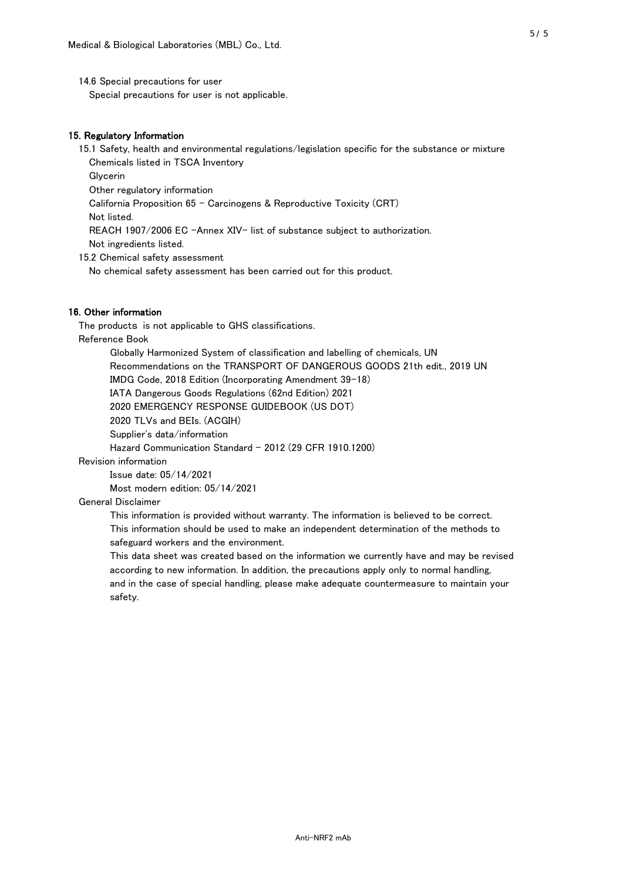14.6 Special precautions for user

Special precautions for user is not applicable.

## 15. Regulatory Information

15.1 Safety, health and environmental regulations/legislation specific for the substance or mixture

Chemicals listed in TSCA Inventory

Glycerin

Other regulatory information

California Proposition 65 - Carcinogens & Reproductive Toxicity (CRT)

Not listed.

REACH 1907/2006 EC -Annex XIV- list of substance subject to authorization.

Not ingredients listed.

15.2 Chemical safety assessment

No chemical safety assessment has been carried out for this product.

## 16. Other information

The products is not applicable to GHS classifications.

Reference Book

Globally Harmonized System of classification and labelling of chemicals, UN
Recommendations on the TRANSPORT OF DANGEROUS GOODS 21th edit., 2019 UN
IMDG Code, 2018 Edition (Incorporating Amendment 39-18)
IATA Dangerous Goods Regulations (62nd Edition) 2021
2020 EMERGENCY RESPONSE GUIDEBOOK (US DOT)
2020 TLVs and BEIs. (ACGIH)
Supplier's data/information
Hazard Communication Standard - 2012 (29 CFR 1910.1200)

Revision information

Issue date: 05/14/2021
Most modern edition: 05/14/2021

General Disclaimer

This information is provided without warranty. The information is believed to be correct. This information should be used to make an independent determination of the methods to safeguard workers and the environment.

This data sheet was created based on the information we currently have and may be revised according to new information. In addition, the precautions apply only to normal handling, and in the case of special handling, please make adequate countermeasure to maintain your safety.